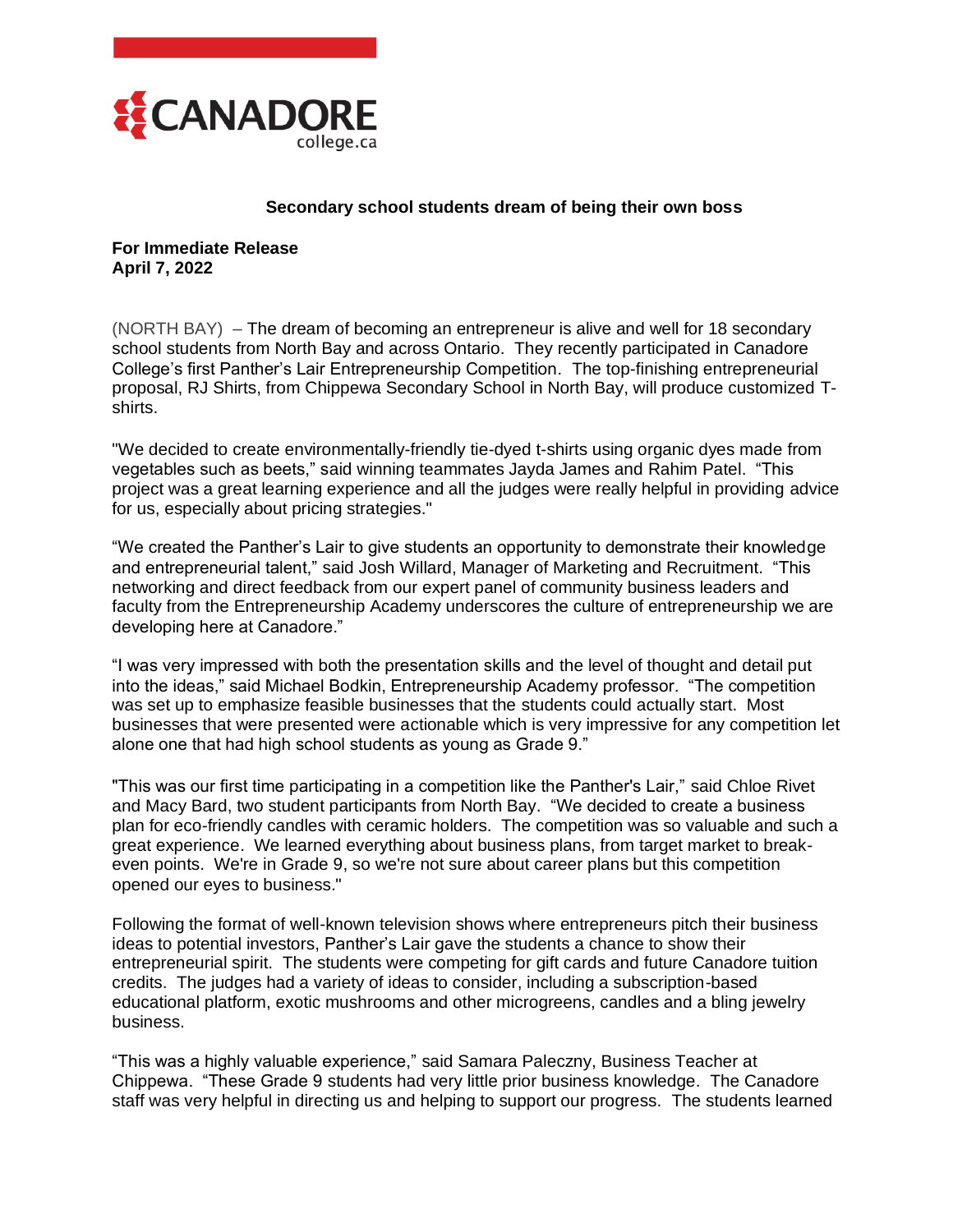# Secondary school students dream of being their own boss

**For Immediate Release**
**April 7, 2022**

(NORTH BAY) – The dream of becoming an entrepreneur is alive and well for 18 secondary school students from North Bay and across Ontario. They recently participated in Canadore College's first Panther's Lair Entrepreneurship Competition. The top-finishing entrepreneurial proposal, RJ Shirts, from Chippewa Secondary School in North Bay, will produce customized T-shirts.

"We decided to create environmentally-friendly tie-dyed t-shirts using organic dyes made from vegetables such as beets," said winning teammates Jayda James and Rahim Patel. "This project was a great learning experience and all the judges were really helpful in providing advice for us, especially about pricing strategies."

"We created the Panther's Lair to give students an opportunity to demonstrate their knowledge and entrepreneurial talent," said Josh Willard, Manager of Marketing and Recruitment. "This networking and direct feedback from our expert panel of community business leaders and faculty from the Entrepreneurship Academy underscores the culture of entrepreneurship we are developing here at Canadore."

"I was very impressed with both the presentation skills and the level of thought and detail put into the ideas," said Michael Bodkin, Entrepreneurship Academy professor. "The competition was set up to emphasize feasible businesses that the students could actually start. Most businesses that were presented were actionable which is very impressive for any competition let alone one that had high school students as young as Grade 9."

"This was our first time participating in a competition like the Panther's Lair," said Chloe Rivet and Macy Bard, two student participants from North Bay. "We decided to create a business plan for eco-friendly candles with ceramic holders. The competition was so valuable and such a great experience. We learned everything about business plans, from target market to break-even points. We're in Grade 9, so we're not sure about career plans but this competition opened our eyes to business."

Following the format of well-known television shows where entrepreneurs pitch their business ideas to potential investors, Panther's Lair gave the students a chance to show their entrepreneurial spirit. The students were competing for gift cards and future Canadore tuition credits. The judges had a variety of ideas to consider, including a subscription-based educational platform, exotic mushrooms and other microgreens, candles and a bling jewelry business.

"This was a highly valuable experience," said Samara Paleczny, Business Teacher at Chippewa. "These Grade 9 students had very little prior business knowledge. The Canadore staff was very helpful in directing us and helping to support our progress. The students learned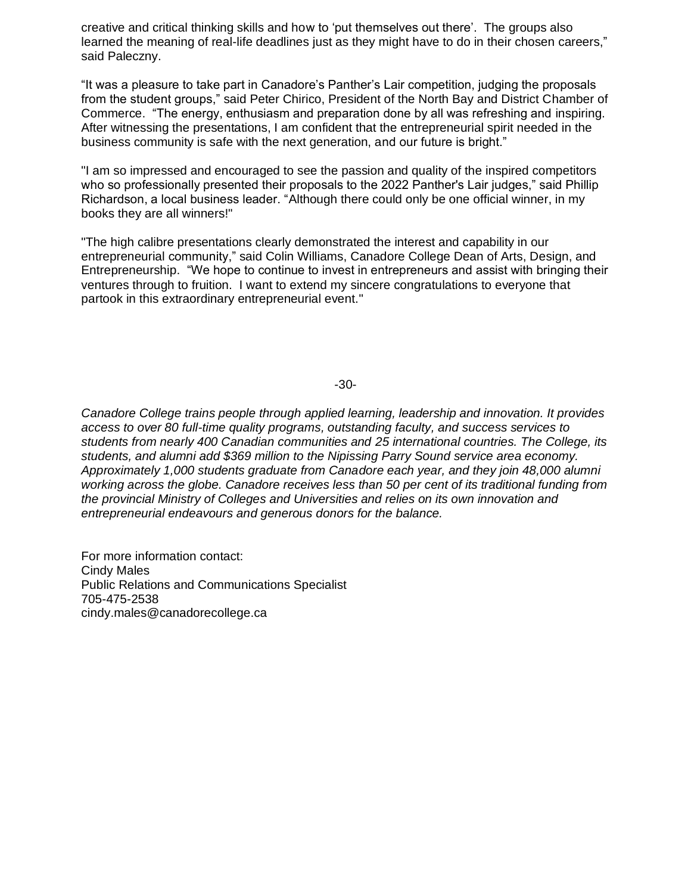creative and critical thinking skills and how to 'put themselves out there'. The groups also learned the meaning of real-life deadlines just as they might have to do in their chosen careers," said Paleczny.

"It was a pleasure to take part in Canadore's Panther's Lair competition, judging the proposals from the student groups," said Peter Chirico, President of the North Bay and District Chamber of Commerce. "The energy, enthusiasm and preparation done by all was refreshing and inspiring. After witnessing the presentations, I am confident that the entrepreneurial spirit needed in the business community is safe with the next generation, and our future is bright."

"I am so impressed and encouraged to see the passion and quality of the inspired competitors who so professionally presented their proposals to the 2022 Panther's Lair judges," said Phillip Richardson, a local business leader. "Although there could only be one official winner, in my books they are all winners!"

"The high calibre presentations clearly demonstrated the interest and capability in our entrepreneurial community," said Colin Williams, Canadore College Dean of Arts, Design, and Entrepreneurship. "We hope to continue to invest in entrepreneurs and assist with bringing their ventures through to fruition. I want to extend my sincere congratulations to everyone that partook in this extraordinary entrepreneurial event."

-30-

*Canadore College trains people through applied learning, leadership and innovation. It provides access to over 80 full-time quality programs, outstanding faculty, and success services to students from nearly 400 Canadian communities and 25 international countries. The College, its students, and alumni add $369 million to the Nipissing Parry Sound service area economy. Approximately 1,000 students graduate from Canadore each year, and they join 48,000 alumni working across the globe. Canadore receives less than 50 per cent of its traditional funding from the provincial Ministry of Colleges and Universities and relies on its own innovation and entrepreneurial endeavours and generous donors for the balance.*

For more information contact:
Cindy Males
Public Relations and Communications Specialist
705-475-2538
cindy.males@canadorecollege.ca